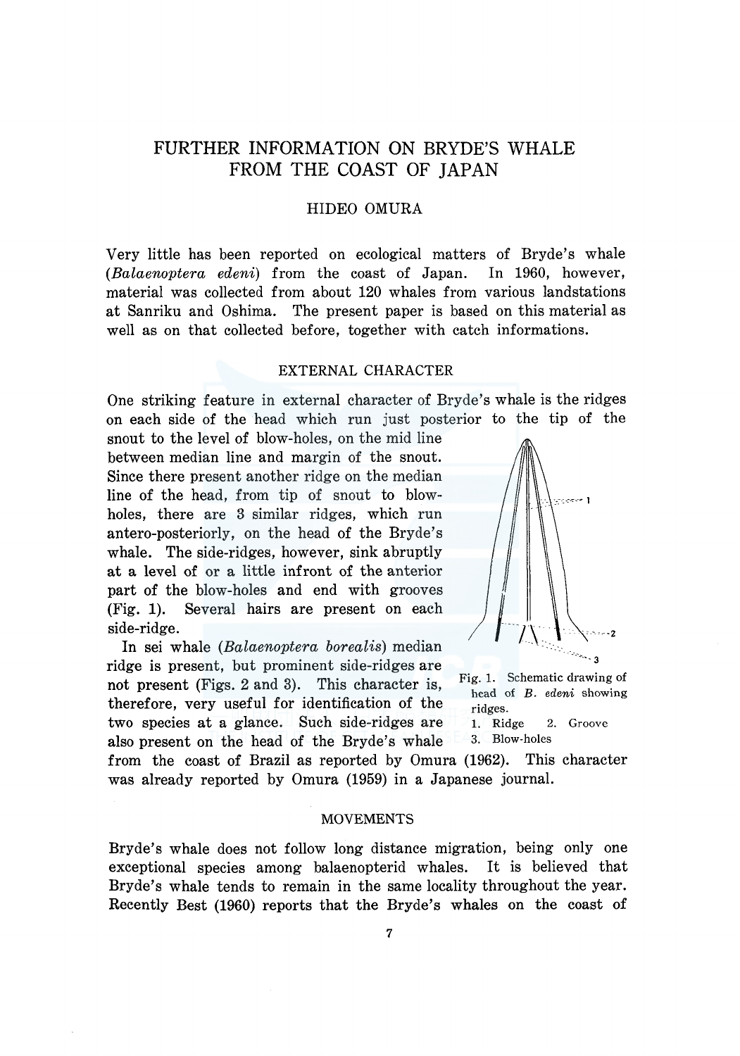# FURTHER INFORMATION ON BRYDE'S WHALE FROM THE COAST OF JAPAN

HIDEO OMURA

Very little has been reported on ecological matters of Bryde's whale (*Balaenoptera edeni*) from the coast of Japan. In 1960, however, material was collected from about 120 whales from various landstations at Sanriku and Oshima. The present paper is based on this material as well as on that collected before, together with catch informations.

## EXTERNAL CHARACTER

One striking feature in external character of Bryde's whale is the ridges on each side of the head which run just posterior to the tip of the snout to the level of blow-holes, on the mid line between median line and margin of the snout. Since there present another ridge on the median line of the head, from tip of snout to blow-holes, there are 3 similar ridges, which run antero-posteriorly, on the head of the Bryde's whale. The side-ridges, however, sink abruptly at a level of or a little infront of the anterior part of the blow-holes and end with grooves (Fig. 1). Several hairs are present on each side-ridge.

Fig. 1. Schematic drawing of head of *B. edeni* showing ridges.
1. Ridge 2. Groove 3. Blow-holes

In sei whale (*Balaenoptera borealis*) median ridge is present, but prominent side-ridges are not present (Figs. 2 and 3). This character is, therefore, very useful for identification of the two species at a glance. Such side-ridges are also present on the head of the Bryde's whale from the coast of Brazil as reported by Omura (1962). This character was already reported by Omura (1959) in a Japanese journal.

## MOVEMENTS

Bryde's whale does not follow long distance migration, being only one exceptional species among balaenopterid whales. It is believed that Bryde's whale tends to remain in the same locality throughout the year. Recently Best (1960) reports that the Bryde's whales on the coast of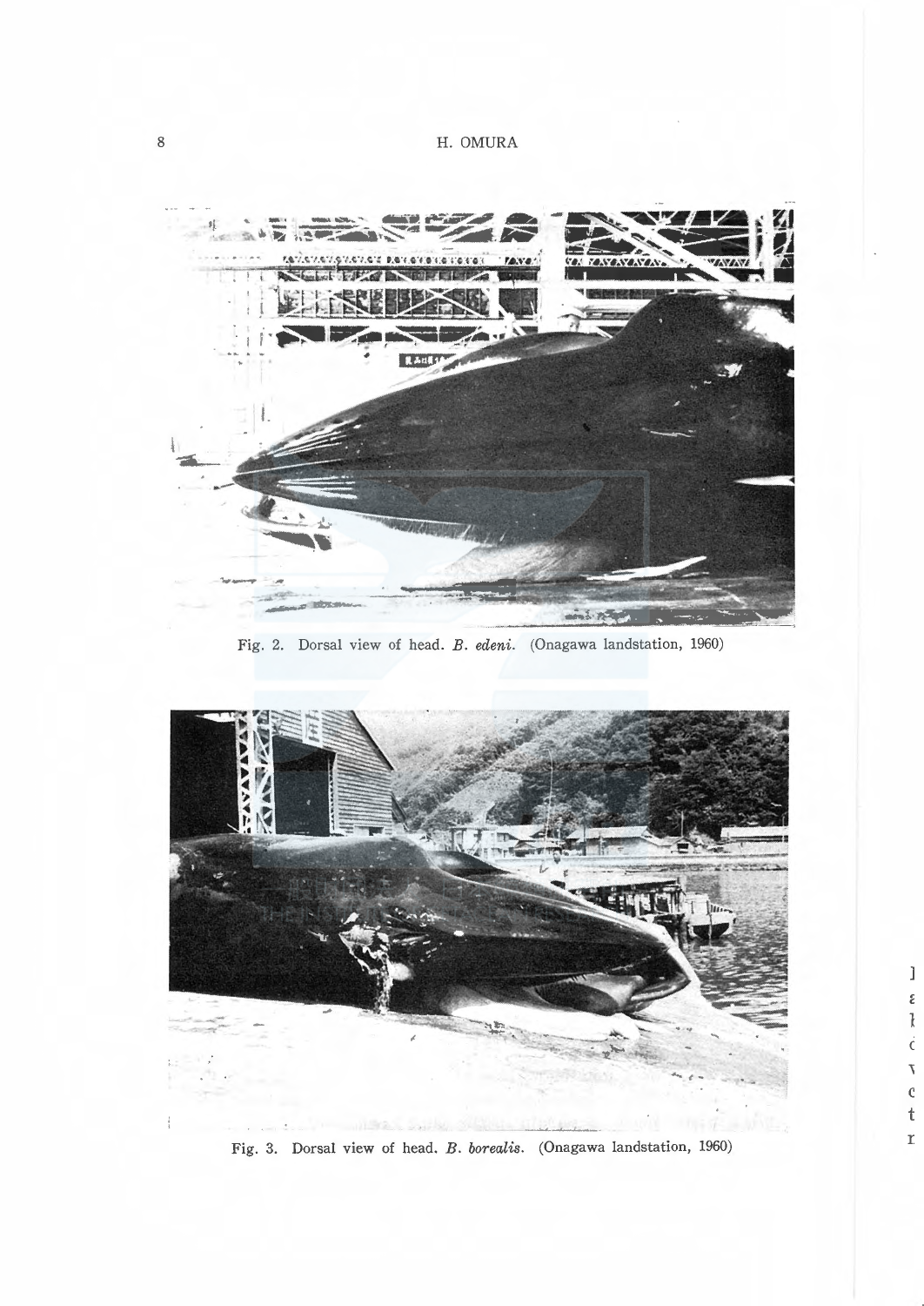Fig. 2. Dorsal view of head. *B. edeni*. (Onagawa landstation, 1960)

Fig. 3. Dorsal view of head. *B. borealis*. (Onagawa landstation, 1960)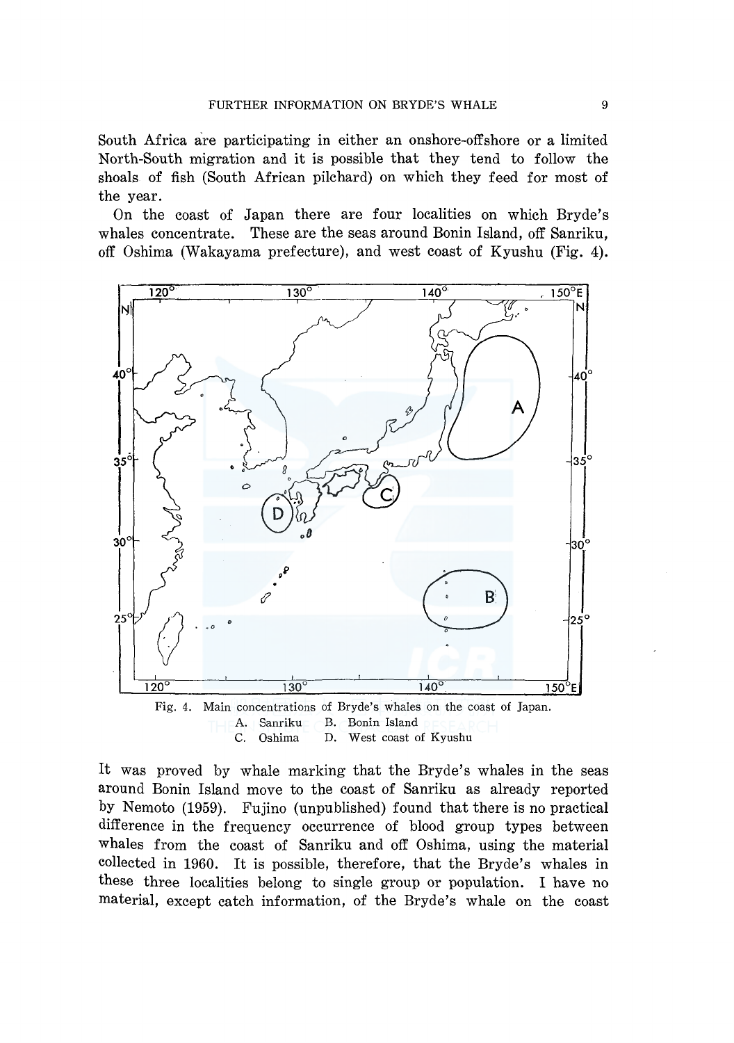South Africa are participating in either an onshore-offshore or a limited North-South migration and it is possible that they tend to follow the shoals of fish (South African pilchard) on which they feed for most of the year.

On the coast of Japan there are four localities on which Bryde's whales concentrate. These are the seas around Bonin Island, off Sanriku, off Oshima (Wakayama prefecture), and west coast of Kyushu (Fig. 4).

Fig. 4. Main concentrations of Bryde's whales on the coast of Japan.
A. Sanriku B. Bonin Island
C. Oshima D. West coast of Kyushu

It was proved by whale marking that the Bryde's whales in the seas around Bonin Island move to the coast of Sanriku as already reported by Nemoto (1959). Fujino (unpublished) found that there is no practical difference in the frequency occurrence of blood group types between whales from the coast of Sanriku and off Oshima, using the material collected in 1960. It is possible, therefore, that the Bryde's whales in these three localities belong to single group or population. I have no material, except catch information, of the Bryde's whale on the coast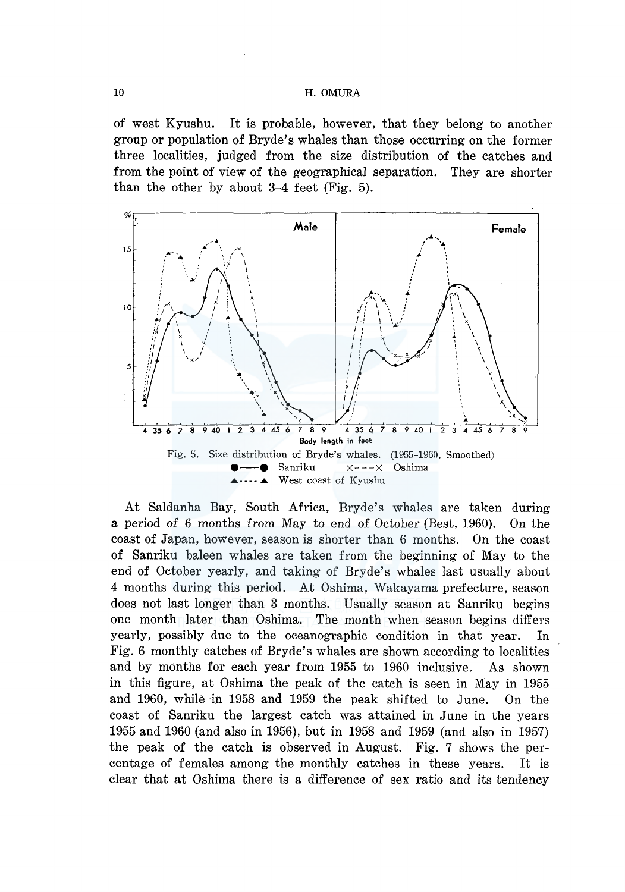of west Kyushu. It is probable, however, that they belong to another group or population of Bryde's whales than those occurring on the former three localities, judged from the size distribution of the catches and from the point of view of the geographical separation. They are shorter than the other by about 3–4 feet (Fig. 5).

Fig. 5. Size distribution of Bryde's whales. (1955–1960, Smoothed)
●——● Sanriku ×- - -× Oshima
▲- - - -▲ West coast of Kyushu

At Saldanha Bay, South Africa, Bryde's whales are taken during a period of 6 months from May to end of October (Best, 1960). On the coast of Japan, however, season is shorter than 6 months. On the coast of Sanriku baleen whales are taken from the beginning of May to the end of October yearly, and taking of Bryde's whales last usually about 4 months during this period. At Oshima, Wakayama prefecture, season does not last longer than 3 months. Usually season at Sanriku begins one month later than Oshima. The month when season begins differs yearly, possibly due to the oceanographic condition in that year. In Fig. 6 monthly catches of Bryde's whales are shown according to localities and by months for each year from 1955 to 1960 inclusive. As shown in this figure, at Oshima the peak of the catch is seen in May in 1955 and 1960, while in 1958 and 1959 the peak shifted to June. On the coast of Sanriku the largest catch was attained in June in the years 1955 and 1960 (and also in 1956), but in 1958 and 1959 (and also in 1957) the peak of the catch is observed in August. Fig. 7 shows the percentage of females among the monthly catches in these years. It is clear that at Oshima there is a difference of sex ratio and its tendency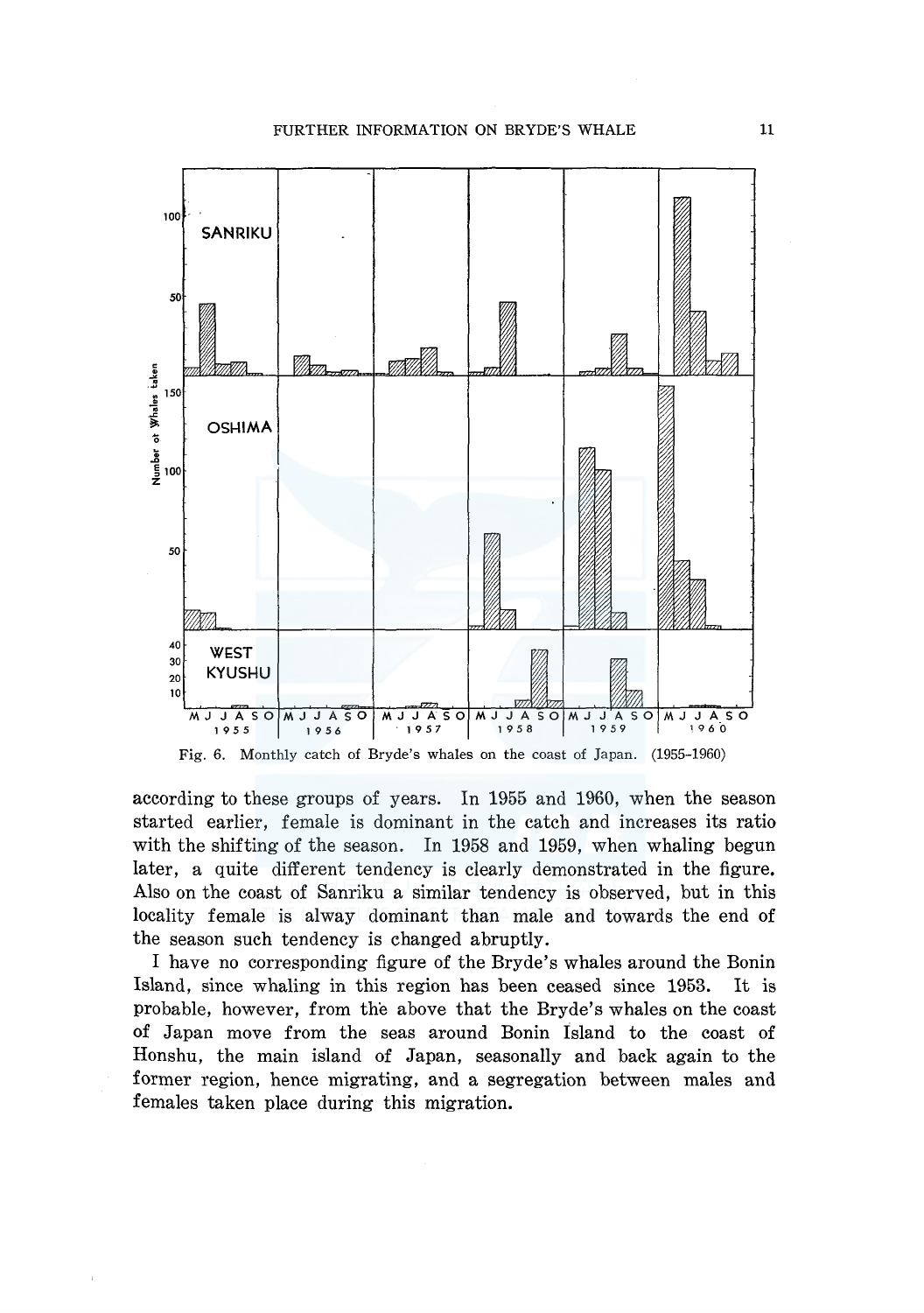Fig. 6. Monthly catch of Bryde's whales on the coast of Japan. (1955–1960)

according to these groups of years. In 1955 and 1960, when the season started earlier, female is dominant in the catch and increases its ratio with the shifting of the season. In 1958 and 1959, when whaling begun later, a quite different tendency is clearly demonstrated in the figure. Also on the coast of Sanriku a similar tendency is observed, but in this locality female is alway dominant than male and towards the end of the season such tendency is changed abruptly.

I have no corresponding figure of the Bryde's whales around the Bonin Island, since whaling in this region has been ceased since 1953. It is probable, however, from the above that the Bryde's whales on the coast of Japan move from the seas around Bonin Island to the coast of Honshu, the main island of Japan, seasonally and back again to the former region, hence migrating, and a segregation between males and females taken place during this migration.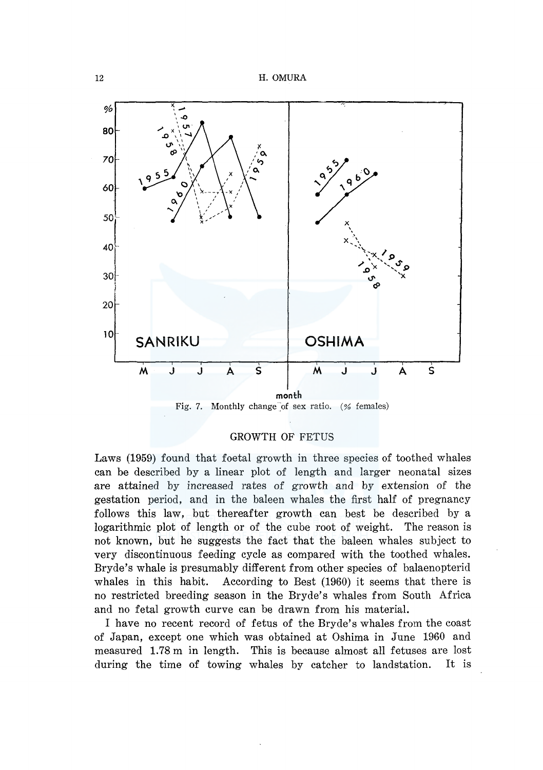Fig. 7. Monthly change of sex ratio. (% females)

## GROWTH OF FETUS

Laws (1959) found that foetal growth in three species of toothed whales can be described by a linear plot of length and larger neonatal sizes are attained by increased rates of growth and by extension of the gestation period, and in the baleen whales the first half of pregnancy follows this law, but thereafter growth can best be described by a logarithmic plot of length or of the cube root of weight. The reason is not known, but he suggests the fact that the baleen whales subject to very discontinuous feeding cycle as compared with the toothed whales. Bryde's whale is presumably different from other species of balaenopterid whales in this habit. According to Best (1960) it seems that there is no restricted breeding season in the Bryde's whales from South Africa and no fetal growth curve can be drawn from his material.

I have no recent record of fetus of the Bryde's whales from the coast of Japan, except one which was obtained at Oshima in June 1960 and measured 1.78 m in length. This is because almost all fetuses are lost during the time of towing whales by catcher to landstation. It is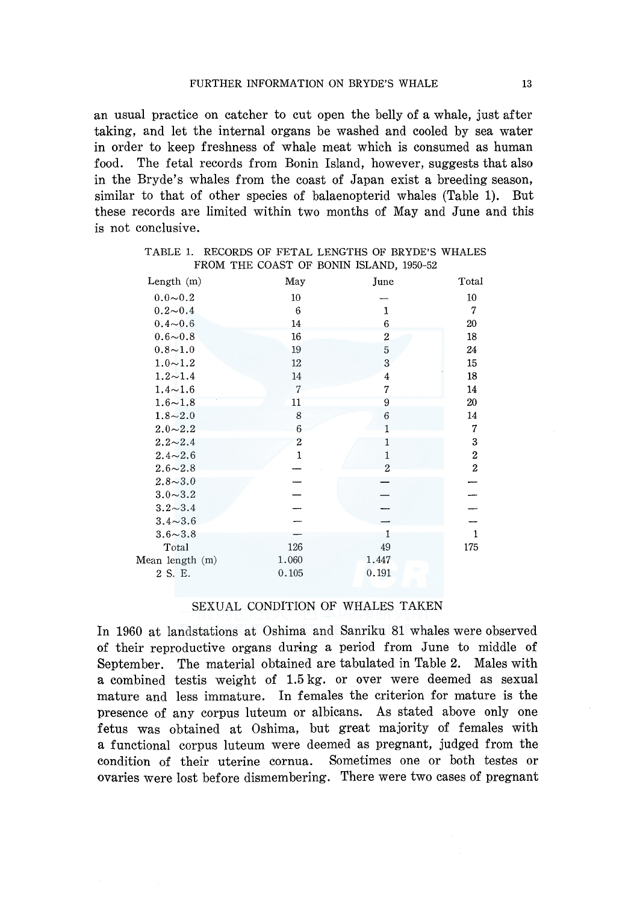an usual practice on catcher to cut open the belly of a whale, just after taking, and let the internal organs be washed and cooled by sea water in order to keep freshness of whale meat which is consumed as human food. The fetal records from Bonin Island, however, suggests that also in the Bryde's whales from the coast of Japan exist a breeding season, similar to that of other species of balaenopterid whales (Table 1). But these records are limited within two months of May and June and this is not conclusive.

TABLE 1. RECORDS OF FETAL LENGTHS OF BRYDE'S WHALES FROM THE COAST OF BONIN ISLAND, 1950-52

| Length (m) | May | June | Total |
|---|---|---|---|
| 0.0~0.2 | 10 | — | 10 |
| 0.2~0.4 | 6 | 1 | 7 |
| 0.4~0.6 | 14 | 6 | 20 |
| 0.6~0.8 | 16 | 2 | 18 |
| 0.8~1.0 | 19 | 5 | 24 |
| 1.0~1.2 | 12 | 3 | 15 |
| 1.2~1.4 | 14 | 4 | 18 |
| 1.4~1.6 | 7 | 7 | 14 |
| 1.6~1.8 | 11 | 9 | 20 |
| 1.8~2.0 | 8 | 6 | 14 |
| 2.0~2.2 | 6 | 1 | 7 |
| 2.2~2.4 | 2 | 1 | 3 |
| 2.4~2.6 | 1 | 1 | 2 |
| 2.6~2.8 | — | 2 | 2 |
| 2.8~3.0 | — | — | — |
| 3.0~3.2 | — | — | — |
| 3.2~3.4 | — | — | — |
| 3.4~3.6 | — | — | — |
| 3.6~3.8 | — | 1 | 1 |
| Total | 126 | 49 | 175 |
| Mean length (m) | 1.060 | 1.447 | |
| 2 S. E. | 0.105 | 0.191 | |

## SEXUAL CONDITION OF WHALES TAKEN

In 1960 at landstations at Oshima and Sanriku 81 whales were observed of their reproductive organs during a period from June to middle of September. The material obtained are tabulated in Table 2. Males with a combined testis weight of 1.5 kg. or over were deemed as sexual mature and less immature. In females the criterion for mature is the presence of any corpus luteum or albicans. As stated above only one fetus was obtained at Oshima, but great majority of females with a functional corpus luteum were deemed as pregnant, judged from the condition of their uterine cornua. Sometimes one or both testes or ovaries were lost before dismembering. There were two cases of pregnant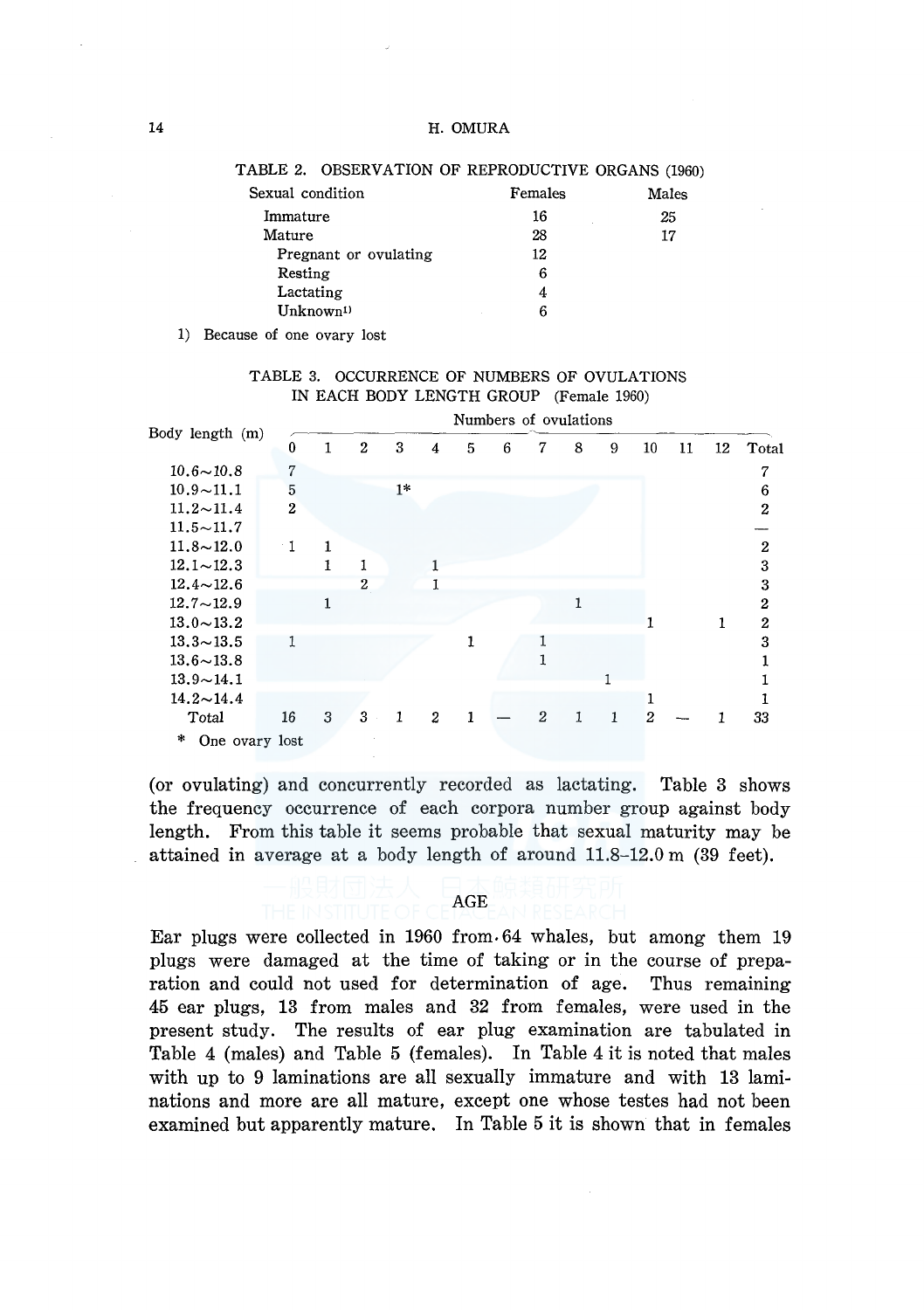TABLE 2. OBSERVATION OF REPRODUCTIVE ORGANS (1960)

| Sexual condition | Females | Males |
|---|---|---|
| Immature | 16 | 25 |
| Mature | 28 | 17 |
| Pregnant or ovulating | 12 | |
| Resting | 6 | |
| Lactating | 4 | |
| Unknown[1] | 6 | |

1) Because of one ovary lost

TABLE 3. OCCURRENCE OF NUMBERS OF OVULATIONS IN EACH BODY LENGTH GROUP (Female 1960)

| Body length (m) | Numbers of ovulations | | | | | | | | | | | | | |
|---|---|---|---|---|---|---|---|---|---|---|---|---|---|---|
| | 0 | 1 | 2 | 3 | 4 | 5 | 6 | 7 | 8 | 9 | 10 | 11 | 12 | Total |
| 10.6~10.8 | 7 | | | | | | | | | | | | | 7 |
| 10.9~11.1 | 5 | | | 1* | | | | | | | | | | 6 |
| 11.2~11.4 | 2 | | | | | | | | | | | | | 2 |
| 11.5~11.7 | | | | | | | | | | | | | | — |
| 11.8~12.0 | 1 | 1 | | | | | | | | | | | | 2 |
| 12.1~12.3 | | 1 | 1 | | 1 | | | | | | | | | 3 |
| 12.4~12.6 | | | 2 | | 1 | | | | | | | | | 3 |
| 12.7~12.9 | | 1 | | | | | | | 1 | | | | | 2 |
| 13.0~13.2 | | | | | | | | | | | 1 | | 1 | 2 |
| 13.3~13.5 | 1 | | | | | 1 | | 1 | | | | | | 3 |
| 13.6~13.8 | | | | | | | | 1 | | | | | | 1 |
| 13.9~14.1 | | | | | | | | | | 1 | | | | 1 |
| 14.2~14.4 | | | | | | | | | | | 1 | | | 1 |
| Total | 16 | 3 | 3 | 1 | 2 | 1 | — | 2 | 1 | 1 | 2 | — | 1 | 33 |

\* One ovary lost

(or ovulating) and concurrently recorded as lactating. Table 3 shows the frequency occurrence of each corpora number group against body length. From this table it seems probable that sexual maturity may be attained in average at a body length of around 11.8–12.0 m (39 feet).

## AGE

Ear plugs were collected in 1960 from 64 whales, but among them 19 plugs were damaged at the time of taking or in the course of preparation and could not used for determination of age. Thus remaining 45 ear plugs, 13 from males and 32 from females, were used in the present study. The results of ear plug examination are tabulated in Table 4 (males) and Table 5 (females). In Table 4 it is noted that males with up to 9 laminations are all sexually immature and with 13 laminations and more are all mature, except one whose testes had not been examined but apparently mature. In Table 5 it is shown that in females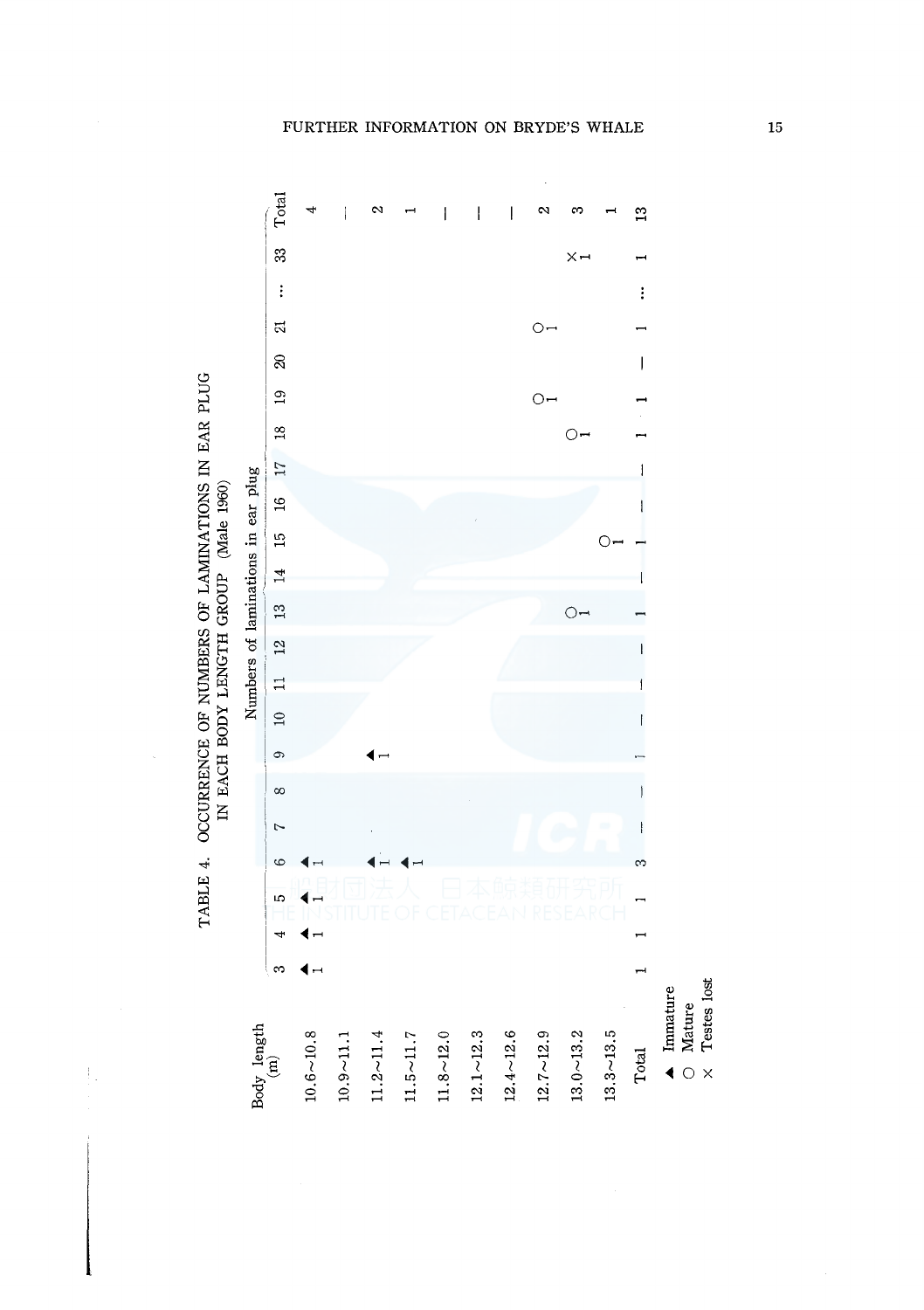TABLE 4. OCCURRENCE OF NUMBERS OF LAMINATIONS IN EAR PLUG IN EACH BODY LENGTH GROUP (Male 1960)

| Body length (m) | Numbers of laminations in ear plug | | | | | | | | | | | | | | | | | | | | | Total |
|---|---|---|---|---|---|---|---|---|---|---|---|---|---|---|---|---|---|---|---|---|---|---|
| | 3 | 4 | 5 | 6 | 7 | 8 | 9 | 10 | 11 | 12 | 13 | 14 | 15 | 16 | 17 | 18 | 19 | 20 | 21 | … | 33 | |
| 10.6~10.8 | ▲ 1 | ▲ 1 | ▲ 1 | ▲ 1 | | | | | | | | | | | | | | | | | | 4 |
| 10.9~11.1 | | | | | | | | | | | | | | | | | | | | | | — |
| 11.2~11.4 | | | | ▲ 1 | | | ▲ 1 | | | | | | | | | | | | | | | 2 |
| 11.5~11.7 | | | | ▲ 1 | | | | | | | | | | | | | | | | | | 1 |
| 11.8~12.0 | | | | | | | | | | | | | | | | | | | | | | — |
| 12.1~12.3 | | | | | | | | | | | | | | | | | | | | | | — |
| 12.4~12.6 | | | | | | | | | | | | | | | | | | | | | | — |
| 12.7~12.9 | | | | | | | | | | | | | | | | | ○ 1 | | ○ 1 | | | 2 |
| 13.0~13.2 | | | | | | | | | | | ○ 1 | | | | | ○ 1 | | | | | × 1 | 3 |
| 13.3~13.5 | | | | | | | | | | | | | ○ 1 | | | | | | | | | 1 |
| Total | 1 | 1 | 1 | 3 | — | — | 1 | — | — | — | 1 | — | 1 | — | — | 1 | 1 | — | 1 | … | 1 | 13 |

▲ Immature
○ Mature
× Testes lost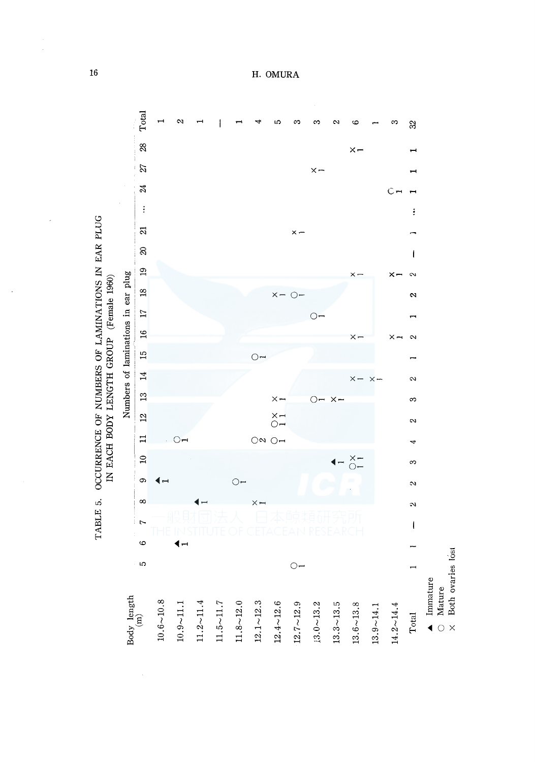TABLE 5. OCCURRENCE OF NUMBERS OF LAMINATIONS IN EAR PLUG IN EACH BODY LENGTH GROUP (Female 1960)

| Body length (m) | Numbers of laminations in ear plug | | | | | | | | | | | | | | | | | | | | | Total |
|---|---|---|---|---|---|---|---|---|---|---|---|---|---|---|---|---|---|---|---|---|---|---|
| | 5 | 6 | 7 | 8 | 9 | 10 | 11 | 12 | 13 | 14 | 15 | 16 | 17 | 18 | 19 | 20 | 21 | ... | 24 | 27 | 28 | |
| 10.6~10.8 | | | | | ▲1 | | | | | | | | | | | | | | | | | 1 |
| 10.9~11.1 | | ▲1 | | | | | ○1 | | | | | | | | | | | | | | | 2 |
| 11.2~11.4 | | | | ▲1 | | | | | | | | | | | | | | | | | | 1 |
| 11.5~11.7 | | | | | | | | | | | | | | | | | | | | | | — |
| 11.8~12.0 | | | | | ○1 | | | | | | | | | | | | | | | | | 1 |
| 12.1~12.3 | | | | ×1 | | | ○2 | | | | ○1 | | | | | | | | | | | 4 |
| 12.4~12.6 | | | | | | | ○1 | ○1 ×1 | ×1 | | | | | ×1 | | | | | | | | 5 |
| 12.7~12.9 | ○1 | | | | | | | | | | | | | ○1 | | | ×1 | | | | | 3 |
| 13.0~13.2 | | | | | | | | | ○1 | | | | ○1 | | | | | | | ×1 | | 3 |
| 13.3~13.5 | | | | | | ▲1 | | | ×1 | | | | | | | | | | | | | 2 |
| 13.6~13.8 | | | | | | ○1 ×1 | | | | ×1 | | ×1 | | | ×1 | | | | | | ×1 | 6 |
| 13.9~14.1 | | | | | | | | | | ×1 | | | | | | | | | | | | 1 |
| 14.2~14.4 | | | | | | | | | | | | ×1 | | | ×1 | | | | ○1 | | | 3 |
| Total | 1 | 1 | — | 2 | 2 | 3 | 4 | 2 | 3 | 2 | 1 | 2 | 1 | 2 | 2 | — | 1 | ... | 1 | 1 | 1 | 32 |

▲ Immature
○ Mature
× Both ovaries lost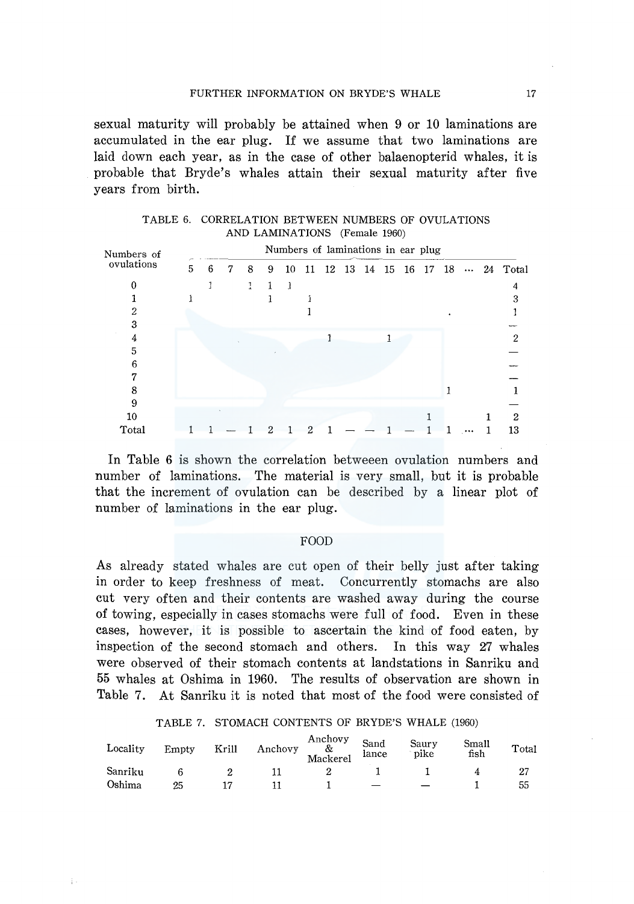sexual maturity will probably be attained when 9 or 10 laminations are accumulated in the ear plug. If we assume that two laminations are laid down each year, as in the case of other balaenopterid whales, it is probable that Bryde's whales attain their sexual maturity after five years from birth.

TABLE 6. CORRELATION BETWEEN NUMBERS OF OVULATIONS AND LAMINATIONS (Female 1960)

| Numbers of ovulations | Numbers of laminations in ear plug | | | | | | | | | | | | | | | | |
|---|---|---|---|---|---|---|---|---|---|---|---|---|---|---|---|---|---|
| | 5 | 6 | 7 | 8 | 9 | 10 | 11 | 12 | 13 | 14 | 15 | 16 | 17 | 18 | ... | 24 | Total |
| 0 | | 1 | | 1 | 1 | 1 | | | | | | | | | | | 4 |
| 1 | 1 | | | | 1 | | 1 | | | | | | | | | | 3 |
| 2 | | | | | | | 1 | | | | | | | | | | 1 |
| 3 | | | | | | | | | | | | | | | | | — |
| 4 | | | | | | | | 1 | | | 1 | | | | | | 2 |
| 5 | | | | | | | | | | | | | | | | | — |
| 6 | | | | | | | | | | | | | | | | | — |
| 7 | | | | | | | | | | | | | | | | | — |
| 8 | | | | | | | | | | | | | | 1 | | | 1 |
| 9 | | | | | | | | | | | | | | | | | — |
| 10 | | | | | | | | | | | | | 1 | | | 1 | 2 |
| Total | 1 | 1 | — | 1 | 2 | 1 | 2 | 1 | — | — | 1 | — | 1 | 1 | ... | 1 | 13 |

In Table 6 is shown the correlation betweeen ovulation numbers and number of laminations. The material is very small, but it is probable that the increment of ovulation can be described by a linear plot of number of laminations in the ear plug.

## FOOD

As already stated whales are cut open of their belly just after taking in order to keep freshness of meat. Concurrently stomachs are also cut very often and their contents are washed away during the course of towing, especially in cases stomachs were full of food. Even in these cases, however, it is possible to ascertain the kind of food eaten, by inspection of the second stomach and others. In this way 27 whales were observed of their stomach contents at landstations in Sanriku and 55 whales at Oshima in 1960. The results of observation are shown in Table 7. At Sanriku it is noted that most of the food were consisted of

TABLE 7. STOMACH CONTENTS OF BRYDE'S WHALE (1960)

| Locality | Empty | Krill | Anchovy | Anchovy & Mackerel | Sand lance | Saury pike | Small fish | Total |
|---|---|---|---|---|---|---|---|---|
| Sanriku | 6 | 2 | 11 | 2 | 1 | 1 | 4 | 27 |
| Oshima | 25 | 17 | 11 | 1 | — | — | 1 | 55 |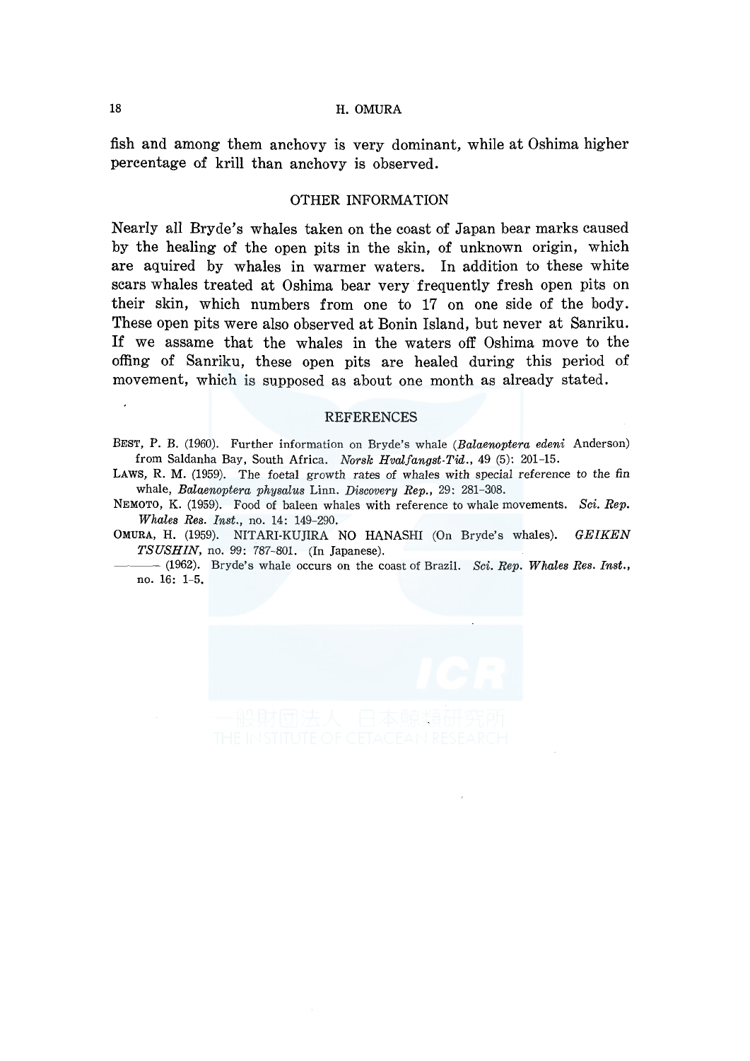fish and among them anchovy is very dominant, while at Oshima higher percentage of krill than anchovy is observed.

## OTHER INFORMATION

Nearly all Bryde's whales taken on the coast of Japan bear marks caused by the healing of the open pits in the skin, of unknown origin, which are aquired by whales in warmer waters. In addition to these white scars whales treated at Oshima bear very frequently fresh open pits on their skin, which numbers from one to 17 on one side of the body. These open pits were also observed at Bonin Island, but never at Sanriku. If we assame that the whales in the waters off Oshima move to the offing of Sanriku, these open pits are healed during this period of movement, which is supposed as about one month as already stated.

## REFERENCES

BEST, P. B. (1960). Further information on Bryde's whale (*Balaenoptera edeni* Anderson) from Saldanha Bay, South Africa. *Norsk Hvalfangst-Tid.*, 49 (5): 201-15.

LAWS, R. M. (1959). The foetal growth rates of whales with special reference to the fin whale, *Balaenoptera physalus* Linn. *Discovery Rep.*, 29: 281-308.

NEMOTO, K. (1959). Food of baleen whales with reference to whale movements. *Sci. Rep. Whales Res. Inst.*, no. 14: 149-290.

OMURA, H. (1959). NITARI-KUJIRA NO HANASHI (On Bryde's whales). *GEIKEN TSUSHIN*, no. 99: 787-801. (In Japanese).

——— (1962). Bryde's whale occurs on the coast of Brazil. *Sci. Rep. Whales Res. Inst.*, no. 16: 1-5.